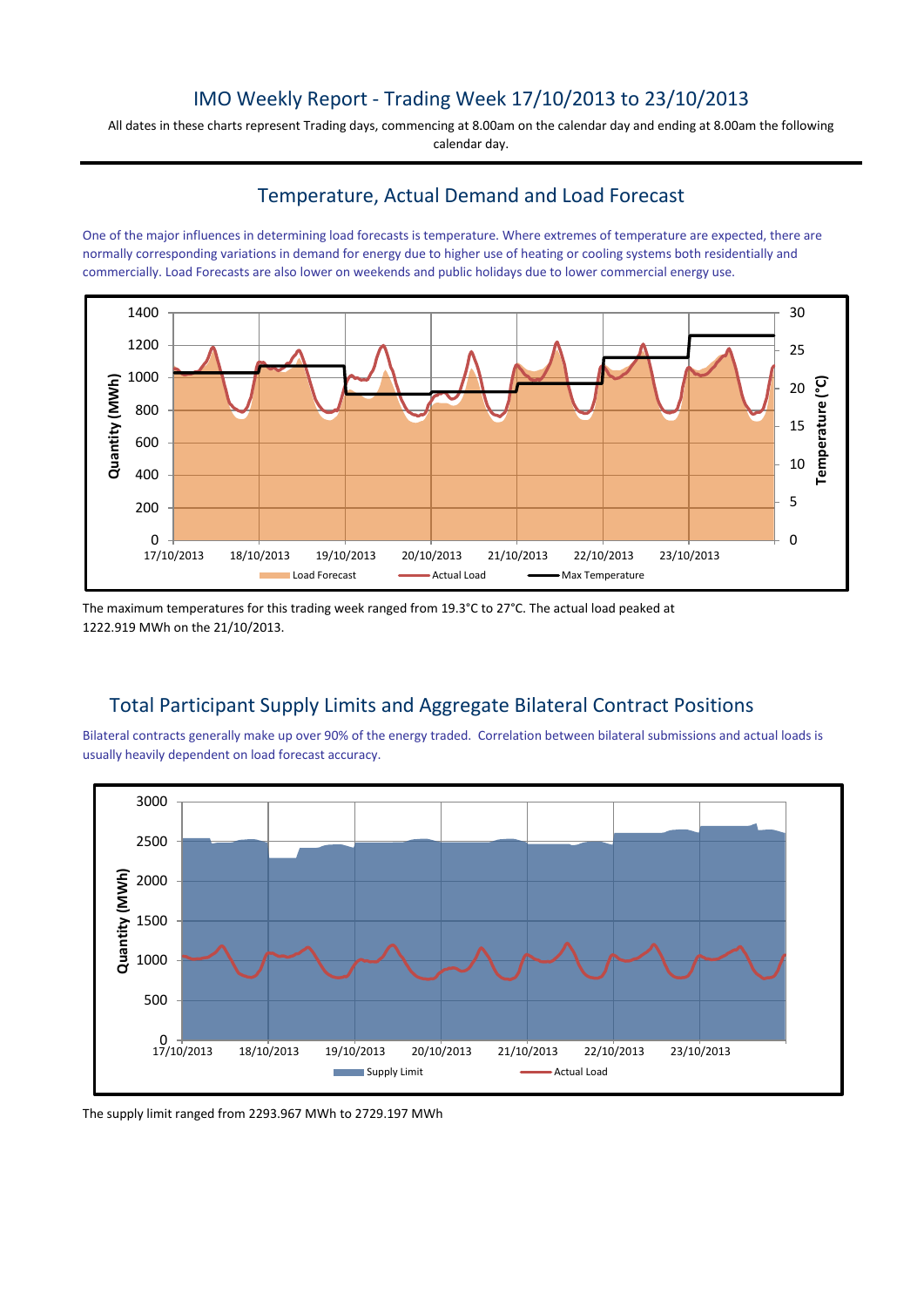# IMO Weekly Report - Trading Week 17/10/2013 to 23/10/2013

All dates in these charts represent Trading days, commencing at 8.00am on the calendar day and ending at 8.00am the following calendar day.

## Temperature, Actual Demand and Load Forecast

One of the major influences in determining load forecasts is temperature. Where extremes of temperature are expected, there are normally corresponding variations in demand for energy due to higher use of heating or cooling systems both residentially and commercially. Load Forecasts are also lower on weekends and public holidays due to lower commercial energy use.

Quantity (MWh)
1400
1200
1000
800
600
400
200
0
17/10/2013
18/10/2013
19/10/2013
20/10/2013
21/10/2013
22/10/2013
23/10/2013
Temperature (°C)
30
25
20
15
10
5
0
Load Forecast
Actual Load
Max Temperature

The maximum temperatures for this trading week ranged from 19.3°C to 27°C. The actual load peaked at 1222.919 MWh on the 21/10/2013.

## Total Participant Supply Limits and Aggregate Bilateral Contract Positions

Bilateral contracts generally make up over 90% of the energy traded. Correlation between bilateral submissions and actual loads is usually heavily dependent on load forecast accuracy.

Quantity (MWh)
3000
2500
2000
1500
1000
500
0
17/10/2013
18/10/2013
19/10/2013
20/10/2013
21/10/2013
22/10/2013
23/10/2013
Supply Limit
Actual Load

The supply limit ranged from 2293.967 MWh to 2729.197 MWh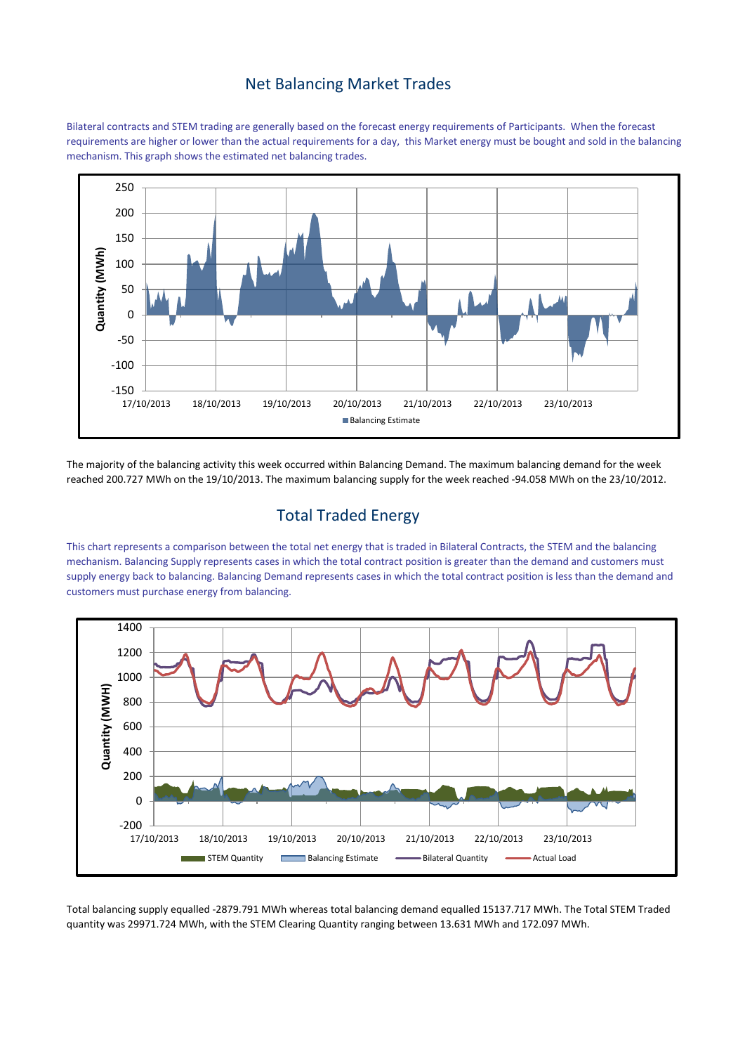## Net Balancing Market Trades

Bilateral contracts and STEM trading are generally based on the forecast energy requirements of Participants. When the forecast requirements are higher or lower than the actual requirements for a day, this Market energy must be bought and sold in the balancing mechanism. This graph shows the estimated net balancing trades.

250
200
150
100
50
0
-50
-100
-150
Quantity (MWh)
17/10/2013
18/10/2013
19/10/2013
20/10/2013
21/10/2013
22/10/2013
23/10/2013
Balancing Estimate

The majority of the balancing activity this week occurred within Balancing Demand. The maximum balancing demand for the week reached 200.727 MWh on the 19/10/2013. The maximum balancing supply for the week reached -94.058 MWh on the 23/10/2012.

## Total Traded Energy

This chart represents a comparison between the total net energy that is traded in Bilateral Contracts, the STEM and the balancing mechanism. Balancing Supply represents cases in which the total contract position is greater than the demand and customers must supply energy back to balancing. Balancing Demand represents cases in which the total contract position is less than the demand and customers must purchase energy from balancing.

1400
1200
1000
800
600
400
200
0
-200
Quantity (MWH)
17/10/2013
18/10/2013
19/10/2013
20/10/2013
21/10/2013
22/10/2013
23/10/2013
STEM Quantity
Balancing Estimate
Bilateral Quantity
Actual Load

Total balancing supply equalled -2879.791 MWh whereas total balancing demand equalled 15137.717 MWh. The Total STEM Traded quantity was 29971.724 MWh, with the STEM Clearing Quantity ranging between 13.631 MWh and 172.097 MWh.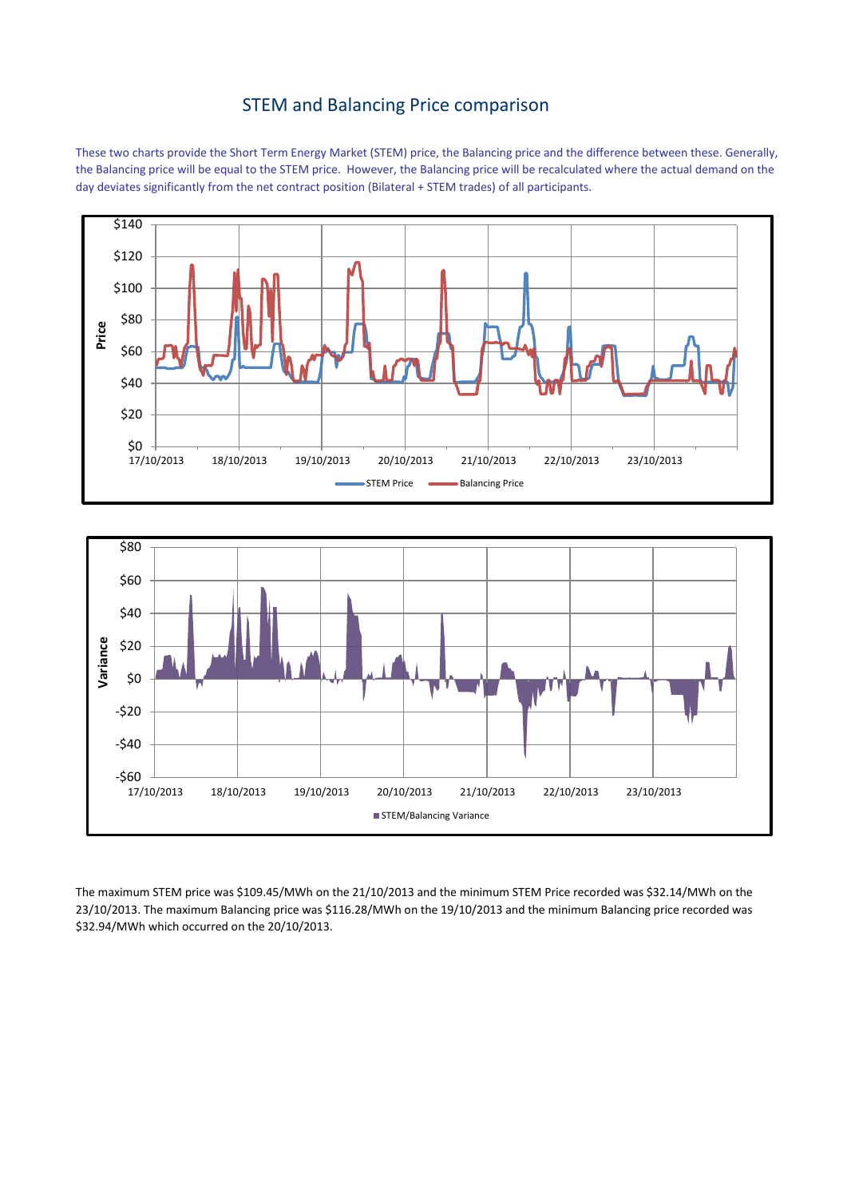# STEM and Balancing Price comparison

These two charts provide the Short Term Energy Market (STEM) price, the Balancing price and the difference between these. Generally, the Balancing price will be equal to the STEM price. However, the Balancing price will be recalculated where the actual demand on the day deviates significantly from the net contract position (Bilateral + STEM trades) of all participants.

Price

$140
$120
$100
$80
$60
$40
$20
$0

17/10/2013
18/10/2013
19/10/2013
20/10/2013
21/10/2013
22/10/2013
23/10/2013

STEM Price
Balancing Price

Variance

$80
$60
$40
$20
$0
-$20
-$40
-$60

17/10/2013
18/10/2013
19/10/2013
20/10/2013
21/10/2013
22/10/2013
23/10/2013

STEM/Balancing Variance

The maximum STEM price was $109.45/MWh on the 21/10/2013 and the minimum STEM Price recorded was $32.14/MWh on the 23/10/2013. The maximum Balancing price was $116.28/MWh on the 19/10/2013 and the minimum Balancing price recorded was $32.94/MWh which occurred on the 20/10/2013.